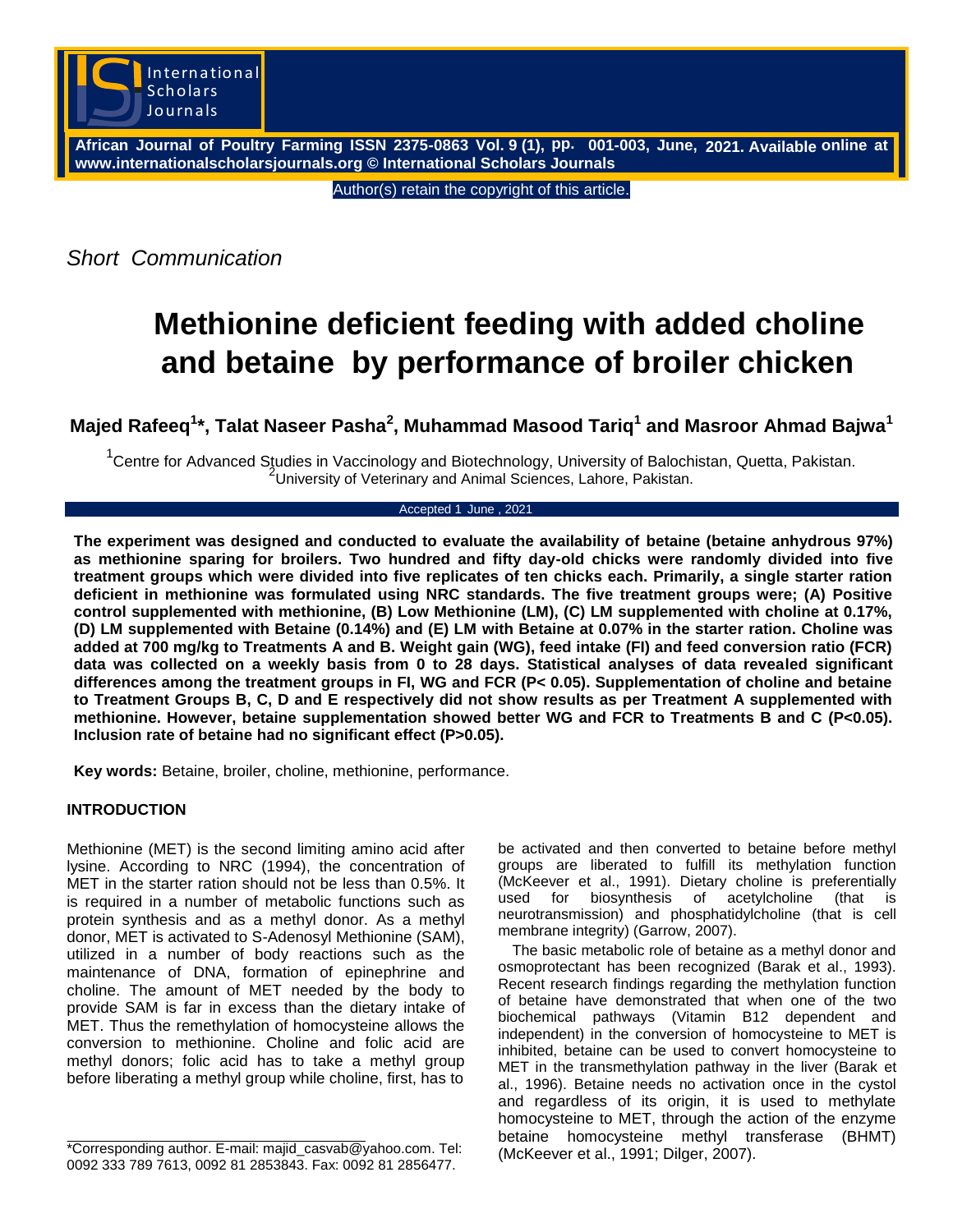*Short Communication*

# Methionine deficient feeding with added choline and betaine by performance of broiler chicken

**Majed Rafeeq[1]*, Talat Naseer Pasha[2], Muhammad Masood Tariq[1] and Masroor Ahmad Bajwa[1]**

[1]Centre for Advanced Studies in Vaccinology and Biotechnology, University of Balochistan, Quetta, Pakistan.
[2]University of Veterinary and Animal Sciences, Lahore, Pakistan.

Accepted 1 June, 2021

**The experiment was designed and conducted to evaluate the availability of betaine (betaine anhydrous 97%) as methionine sparing for broilers. Two hundred and fifty day-old chicks were randomly divided into five treatment groups which were divided into five replicates of ten chicks each. Primarily, a single starter ration deficient in methionine was formulated using NRC standards. The five treatment groups were; (A) Positive control supplemented with methionine, (B) Low Methionine (LM), (C) LM supplemented with choline at 0.17%, (D) LM supplemented with Betaine (0.14%) and (E) LM with Betaine at 0.07% in the starter ration. Choline was added at 700 mg/kg to Treatments A and B. Weight gain (WG), feed intake (FI) and feed conversion ratio (FCR) data was collected on a weekly basis from 0 to 28 days. Statistical analyses of data revealed significant differences among the treatment groups in FI, WG and FCR ($P< 0.05$). Supplementation of choline and betaine to Treatment Groups B, C, D and E respectively did not show results as per Treatment A supplemented with methionine. However, betaine supplementation showed better WG and FCR to Treatments B and C ($P<0.05$). Inclusion rate of betaine had no significant effect ($P>0.05$).**

**Key words:** Betaine, broiler, choline, methionine, performance.

## INTRODUCTION

Methionine (MET) is the second limiting amino acid after lysine. According to NRC (1994), the concentration of MET in the starter ration should not be less than 0.5%. It is required in a number of metabolic functions such as protein synthesis and as a methyl donor. As a methyl donor, MET is activated to S-Adenosyl Methionine (SAM), utilized in a number of body reactions such as the maintenance of DNA, formation of epinephrine and choline. The amount of MET needed by the body to provide SAM is far in excess than the dietary intake of MET. Thus the remethylation of homocysteine allows the conversion to methionine. Choline and folic acid are methyl donors; folic acid has to take a methyl group before liberating a methyl group while choline, first, has to be activated and then converted to betaine before methyl groups are liberated to fulfill its methylation function (McKeever et al., 1991). Dietary choline is preferentially used for biosynthesis of acetylcholine (that is neurotransmission) and phosphatidylcholine (that is cell membrane integrity) (Garrow, 2007).

The basic metabolic role of betaine as a methyl donor and osmoprotectant has been recognized (Barak et al., 1993). Recent research findings regarding the methylation function of betaine have demonstrated that when one of the two biochemical pathways (Vitamin B12 dependent and independent) in the conversion of homocysteine to MET is inhibited, betaine can be used to convert homocysteine to MET in the transmethylation pathway in the liver (Barak et al., 1996). Betaine needs no activation once in the cystol and regardless of its origin, it is used to methylate homocysteine to MET, through the action of the enzyme betaine homocysteine methyl transferase (BHMT) (McKeever et al., 1991; Dilger, 2007).

*Corresponding author. E-mail: majid_casvab@yahoo.com. Tel: 0092 333 789 7613, 0092 81 2853843. Fax: 0092 81 2856477.